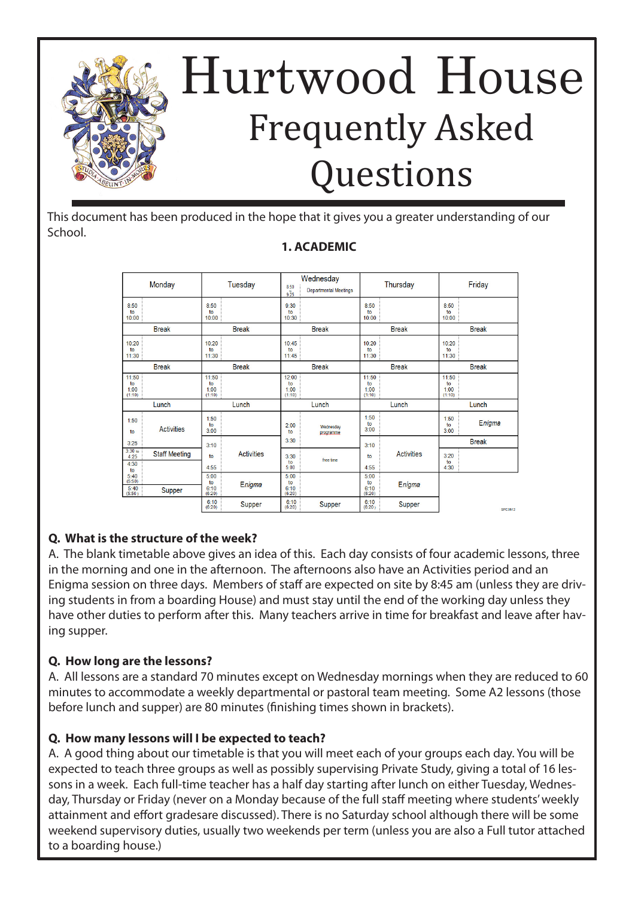# Hurtwood House

## Frequently Asked Questions

This document has been produced in the hope that it gives you a greater understanding of our School.

### 1. ACADEMIC

| Monday | Tuesday | Wednesday (8:50 to 9:25 Departmental Meetings) | Thursday | Friday |
|---|---|---|---|---|
| 8:50 to 10:00 | 8:50 to 10:00 | 9:30 to 10:30 | 8:50 to 10:00 | 8:50 to 10:00 |
| Break | Break | Break | Break | Break |
| 10:20 to 11:30 | 10:20 to 11:30 | 10:45 to 11:45 | 10:20 to 11:30 | 10:20 to 11:30 |
| Break | Break | Break | Break | Break |
| 11:50 to 1:00 (1:10) | 11:50 to 1:00 (1:10) | 12:00 to 1:00 (1:10) | 11:50 to 1:00 (1:10) | 11:50 to 1:00 (1:10) |
| Lunch | Lunch | Lunch | Lunch | Lunch |
| 1:50 to 3:25 Activities | 1:50 to 3:00 | 2:00 to 3:30 Wednesday programme | 1:50 to 3:00 | 1:50 to 3:00 *Enigma* |
| 3:30 to 4:25 Staff Meeting | 3:10 to 4:55 Activities | 3:30 to 5:00 free time | 3:10 to 4:55 Activities | Break |
| 4:30 to 5:40 (5:50) | 5:00 to 6:10 (6:20) *Enigma* | 5:00 to 6:10 (6:20) | 5:00 to 6:10 (6:20) *Enigma* | 3:20 to 4:30 |
| 5:40 (5:50) Supper | 6:10 (6:20) Supper | 6:10 (6:20) Supper | 6:10 (6:20) Supper | |

**Q. What is the structure of the week?**

A. The blank timetable above gives an idea of this. Each day consists of four academic lessons, three in the morning and one in the afternoon. The afternoons also have an Activities period and an Enigma session on three days. Members of staff are expected on site by 8:45 am (unless they are driving students in from a boarding House) and must stay until the end of the working day unless they have other duties to perform after this. Many teachers arrive in time for breakfast and leave after having supper.

**Q. How long are the lessons?**

A. All lessons are a standard 70 minutes except on Wednesday mornings when they are reduced to 60 minutes to accommodate a weekly departmental or pastoral team meeting. Some A2 lessons (those before lunch and supper) are 80 minutes (finishing times shown in brackets).

**Q. How many lessons will I be expected to teach?**

A. A good thing about our timetable is that you will meet each of your groups each day. You will be expected to teach three groups as well as possibly supervising Private Study, giving a total of 16 lessons in a week. Each full-time teacher has a half day starting after lunch on either Tuesday, Wednesday, Thursday or Friday (never on a Monday because of the full staff meeting where students' weekly attainment and effort gradesare discussed). There is no Saturday school although there will be some weekend supervisory duties, usually two weekends per term (unless you are also a Full tutor attached to a boarding house.)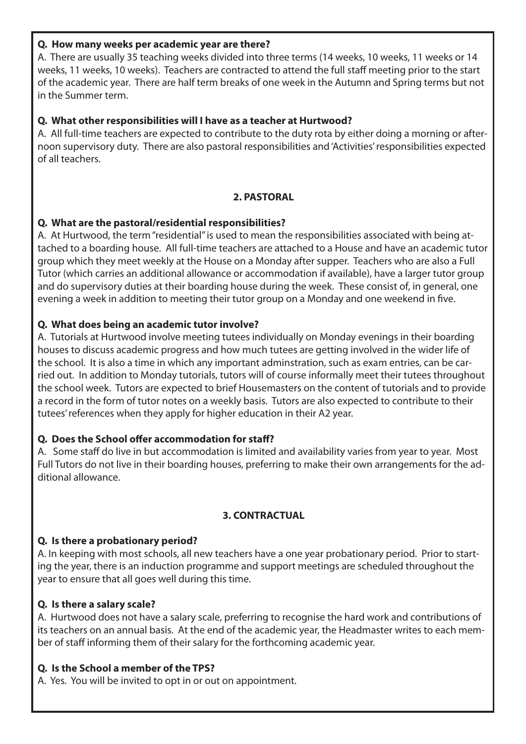**Q. How many weeks per academic year are there?**

A. There are usually 35 teaching weeks divided into three terms (14 weeks, 10 weeks, 11 weeks or 14 weeks, 11 weeks, 10 weeks). Teachers are contracted to attend the full staff meeting prior to the start of the academic year. There are half term breaks of one week in the Autumn and Spring terms but not in the Summer term.

**Q. What other responsibilities will I have as a teacher at Hurtwood?**

A. All full-time teachers are expected to contribute to the duty rota by either doing a morning or afternoon supervisory duty. There are also pastoral responsibilities and 'Activities' responsibilities expected of all teachers.

## 2. PASTORAL

**Q. What are the pastoral/residential responsibilities?**

A. At Hurtwood, the term "residential" is used to mean the responsibilities associated with being attached to a boarding house. All full-time teachers are attached to a House and have an academic tutor group which they meet weekly at the House on a Monday after supper. Teachers who are also a Full Tutor (which carries an additional allowance or accommodation if available), have a larger tutor group and do supervisory duties at their boarding house during the week. These consist of, in general, one evening a week in addition to meeting their tutor group on a Monday and one weekend in five.

**Q. What does being an academic tutor involve?**

A. Tutorials at Hurtwood involve meeting tutees individually on Monday evenings in their boarding houses to discuss academic progress and how much tutees are getting involved in the wider life of the school. It is also a time in which any important adminstration, such as exam entries, can be carried out. In addition to Monday tutorials, tutors will of course informally meet their tutees throughout the school week. Tutors are expected to brief Housemasters on the content of tutorials and to provide a record in the form of tutor notes on a weekly basis. Tutors are also expected to contribute to their tutees' references when they apply for higher education in their A2 year.

**Q. Does the School offer accommodation for staff?**

A. Some staff do live in but accommodation is limited and availability varies from year to year. Most Full Tutors do not live in their boarding houses, preferring to make their own arrangements for the additional allowance.

## 3. CONTRACTUAL

**Q. Is there a probationary period?**

A. In keeping with most schools, all new teachers have a one year probationary period. Prior to starting the year, there is an induction programme and support meetings are scheduled throughout the year to ensure that all goes well during this time.

**Q. Is there a salary scale?**

A. Hurtwood does not have a salary scale, preferring to recognise the hard work and contributions of its teachers on an annual basis. At the end of the academic year, the Headmaster writes to each member of staff informing them of their salary for the forthcoming academic year.

**Q. Is the School a member of the TPS?**

A. Yes. You will be invited to opt in or out on appointment.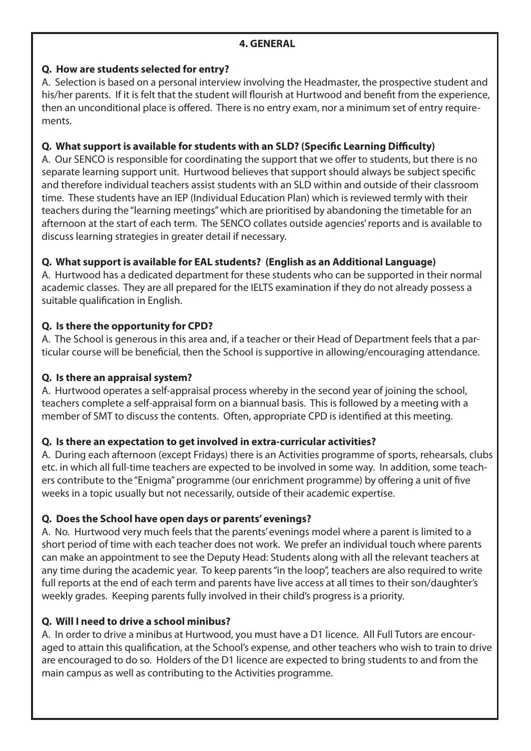## 4. GENERAL

**Q. How are students selected for entry?**

A. Selection is based on a personal interview involving the Headmaster, the prospective student and his/her parents. If it is felt that the student will flourish at Hurtwood and benefit from the experience, then an unconditional place is offered. There is no entry exam, nor a minimum set of entry requirements.

**Q. What support is available for students with an SLD? (Specific Learning Difficulty)**

A. Our SENCO is responsible for coordinating the support that we offer to students, but there is no separate learning support unit. Hurtwood believes that support should always be subject specific and therefore individual teachers assist students with an SLD within and outside of their classroom time. These students have an IEP (Individual Education Plan) which is reviewed termly with their teachers during the "learning meetings" which are prioritised by abandoning the timetable for an afternoon at the start of each term. The SENCO collates outside agencies' reports and is available to discuss learning strategies in greater detail if necessary.

**Q. What support is available for EAL students? (English as an Additional Language)**

A. Hurtwood has a dedicated department for these students who can be supported in their normal academic classes. They are all prepared for the IELTS examination if they do not already possess a suitable qualification in English.

**Q. Is there the opportunity for CPD?**

A. The School is generous in this area and, if a teacher or their Head of Department feels that a particular course will be beneficial, then the School is supportive in allowing/encouraging attendance.

**Q. Is there an appraisal system?**

A. Hurtwood operates a self-appraisal process whereby in the second year of joining the school, teachers complete a self-appraisal form on a biannual basis. This is followed by a meeting with a member of SMT to discuss the contents. Often, appropriate CPD is identified at this meeting.

**Q. Is there an expectation to get involved in extra-curricular activities?**

A. During each afternoon (except Fridays) there is an Activities programme of sports, rehearsals, clubs etc. in which all full-time teachers are expected to be involved in some way. In addition, some teachers contribute to the "Enigma" programme (our enrichment programme) by offering a unit of five weeks in a topic usually but not necessarily, outside of their academic expertise.

**Q. Does the School have open days or parents' evenings?**

A. No. Hurtwood very much feels that the parents' evenings model where a parent is limited to a short period of time with each teacher does not work. We prefer an individual touch where parents can make an appointment to see the Deputy Head: Students along with all the relevant teachers at any time during the academic year. To keep parents "in the loop", teachers are also required to write full reports at the end of each term and parents have live access at all times to their son/daughter's weekly grades. Keeping parents fully involved in their child's progress is a priority.

**Q. Will I need to drive a school minibus?**

A. In order to drive a minibus at Hurtwood, you must have a D1 licence. All Full Tutors are encouraged to attain this qualification, at the School's expense, and other teachers who wish to train to drive are encouraged to do so. Holders of the D1 licence are expected to bring students to and from the main campus as well as contributing to the Activities programme.